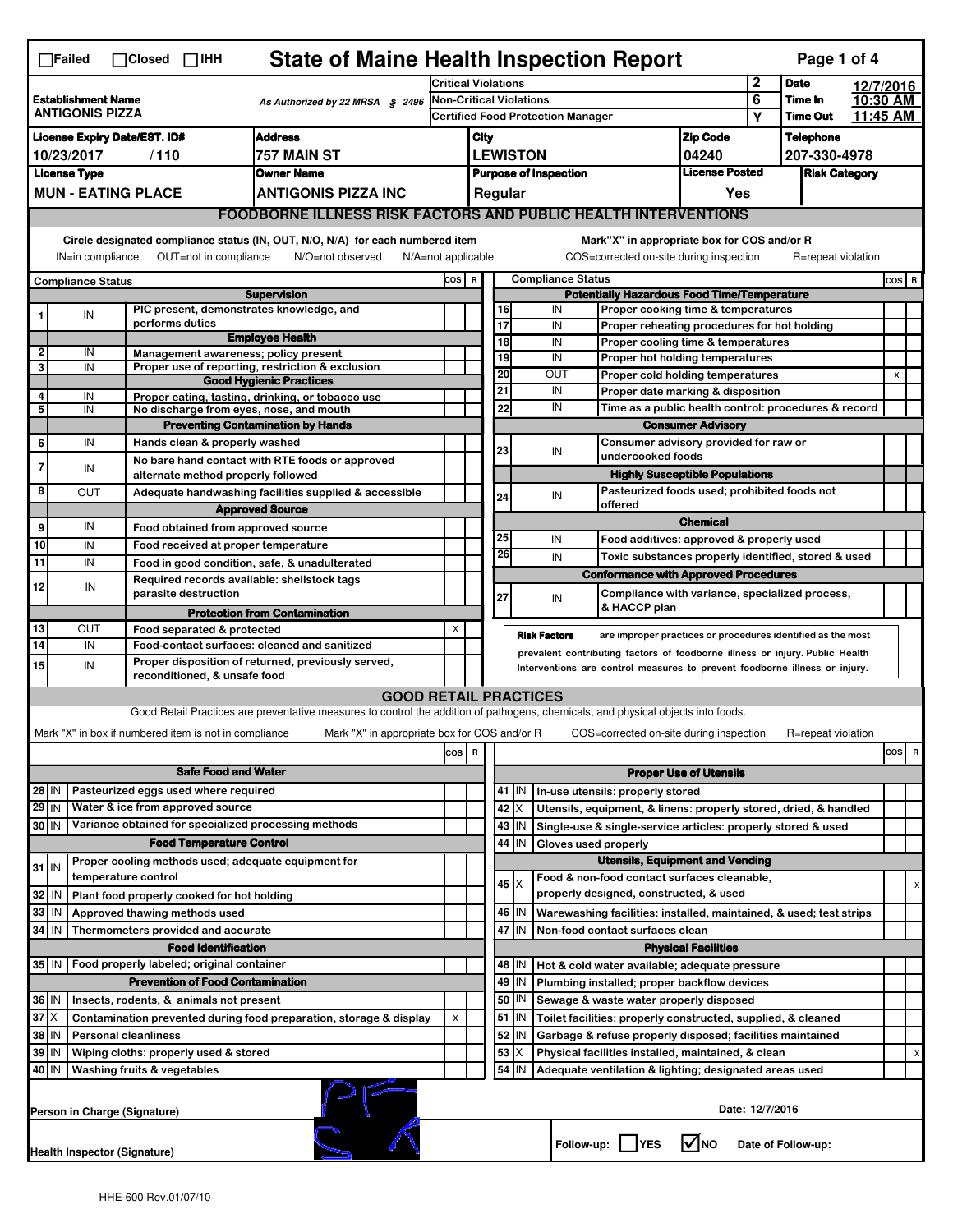☐Failed ☐Closed ☐IHH

# State of Maine Health Inspection Report

Page 1 of 4

| | | | |
|---|---|---|---|
| **Establishment Name** ANTIGONIS PIZZA | As Authorized by 22 MRSA § 2496 | Critical Violations: 2 | Date: 12/7/2016 |
| | | Non-Critical Violations: 6 | Time In: 10:30 AM |
| | | Certified Food Protection Manager: Y | Time Out: 11:45 AM |

| License Expiry Date/EST. ID# | Address | City | Zip Code | Telephone |
|---|---|---|---|---|
| 10/23/2017 / 110 | 757 MAIN ST | LEWISTON | 04240 | 207-330-4978 |

| License Type | Owner Name | Purpose of Inspection | License Posted | Risk Category |
|---|---|---|---|---|
| MUN - EATING PLACE | ANTIGONIS PIZZA INC | Regular | Yes | |

## FOODBORNE ILLNESS RISK FACTORS AND PUBLIC HEALTH INTERVENTIONS

Circle designated compliance status (IN, OUT, N/O, N/A) for each numbered item. Mark "X" in appropriate box for COS and/or R

IN=in compliance OUT=not in compliance N/O=not observed N/A=not applicable COS=corrected on-site during inspection R=repeat violation

| # | Compliance Status | Item | COS | R |
|---|---|---|---|---|
| | | **Supervision** | | |
| 1 | IN | PIC present, demonstrates knowledge, and performs duties | | |
| | | **Employee Health** | | |
| 2 | IN | Management awareness; policy present | | |
| 3 | IN | Proper use of reporting, restriction & exclusion | | |
| | | **Good Hygienic Practices** | | |
| 4 | IN | Proper eating, tasting, drinking, or tobacco use | | |
| 5 | IN | No discharge from eyes, nose, and mouth | | |
| | | **Preventing Contamination by Hands** | | |
| 6 | IN | Hands clean & properly washed | | |
| 7 | IN | No bare hand contact with RTE foods or approved alternate method properly followed | | |
| 8 | OUT | Adequate handwashing facilities supplied & accessible | | |
| | | **Approved Source** | | |
| 9 | IN | Food obtained from approved source | | |
| 10 | IN | Food received at proper temperature | | |
| 11 | IN | Food in good condition, safe, & unadulterated | | |
| 12 | IN | Required records available: shellstock tags parasite destruction | | |
| | | **Protection from Contamination** | | |
| 13 | OUT | Food separated & protected | X | |
| 14 | IN | Food-contact surfaces: cleaned and sanitized | | |
| 15 | IN | Proper disposition of returned, previously served, reconditioned, & unsafe food | | |
| | | **Potentially Hazardous Food Time/Temperature** | | |
| 16 | IN | Proper cooking time & temperatures | | |
| 17 | IN | Proper reheating procedures for hot holding | | |
| 18 | IN | Proper cooling time & temperatures | | |
| 19 | IN | Proper hot holding temperatures | | |
| 20 | OUT | Proper cold holding temperatures | | X |
| 21 | IN | Proper date marking & disposition | | |
| 22 | IN | Time as a public health control: procedures & record | | |
| | | **Consumer Advisory** | | |
| 23 | IN | Consumer advisory provided for raw or undercooked foods | | |
| | | **Highly Susceptible Populations** | | |
| 24 | IN | Pasteurized foods used; prohibited foods not offered | | |
| | | **Chemical** | | |
| 25 | IN | Food additives: approved & properly used | | |
| 26 | IN | Toxic substances properly identified, stored & used | | |
| | | **Conformance with Approved Procedures** | | |
| 27 | IN | Compliance with variance, specialized process, & HACCP plan | | |

**Risk Factors** are improper practices or procedures identified as the most prevalent contributing factors of foodborne illness or injury. Public Health Interventions are control measures to prevent foodborne illness or injury.

## GOOD RETAIL PRACTICES

Good Retail Practices are preventative measures to control the addition of pathogens, chemicals, and physical objects into foods.

Mark "X" in box if numbered item is not in compliance. Mark "X" in appropriate box for COS and/or R. COS=corrected on-site during inspection R=repeat violation

| # | Status | Item | COS | R |
|---|---|---|---|---|
| | | **Safe Food and Water** | | |
| 28 | IN | Pasteurized eggs used where required | | |
| 29 | IN | Water & ice from approved source | | |
| 30 | IN | Variance obtained for specialized processing methods | | |
| | | **Food Temperature Control** | | |
| 31 | IN | Proper cooling methods used; adequate equipment for temperature control | | |
| 32 | IN | Plant food properly cooked for hot holding | | |
| 33 | IN | Approved thawing methods used | | |
| 34 | IN | Thermometers provided and accurate | | |
| | | **Food Identification** | | |
| 35 | IN | Food properly labeled; original container | | |
| | | **Prevention of Food Contamination** | | |
| 36 | IN | Insects, rodents, & animals not present | | |
| 37 | X | Contamination prevented during food preparation, storage & display | X | |
| 38 | IN | Personal cleanliness | | |
| 39 | IN | Wiping cloths: properly used & stored | | |
| 40 | IN | Washing fruits & vegetables | | |
| | | **Proper Use of Utensils** | | |
| 41 | IN | In-use utensils: properly stored | | |
| 42 | X | Utensils, equipment, & linens: properly stored, dried, & handled | | |
| 43 | IN | Single-use & single-service articles: properly stored & used | | |
| 44 | IN | Gloves used properly | | |
| | | **Utensils, Equipment and Vending** | | |
| 45 | X | Food & non-food contact surfaces cleanable, properly designed, constructed, & used | | X |
| 46 | IN | Warewashing facilities: installed, maintained, & used; test strips | | |
| 47 | IN | Non-food contact surfaces clean | | |
| | | **Physical Facilities** | | |
| 48 | IN | Hot & cold water available; adequate pressure | | |
| 49 | IN | Plumbing installed; proper backflow devices | | |
| 50 | IN | Sewage & waste water properly disposed | | |
| 51 | IN | Toilet facilities: properly constructed, supplied, & cleaned | | |
| 52 | IN | Garbage & refuse properly disposed; facilities maintained | | |
| 53 | X | Physical facilities installed, maintained, & clean | | X |
| 54 | IN | Adequate ventilation & lighting; designated areas used | | |

Person in Charge (Signature) [signature]

Date: 12/7/2016

Health Inspector (Signature) [signature]

Follow-up: ☐ YES ☑ NO Date of Follow-up:

HHE-600 Rev.01/07/10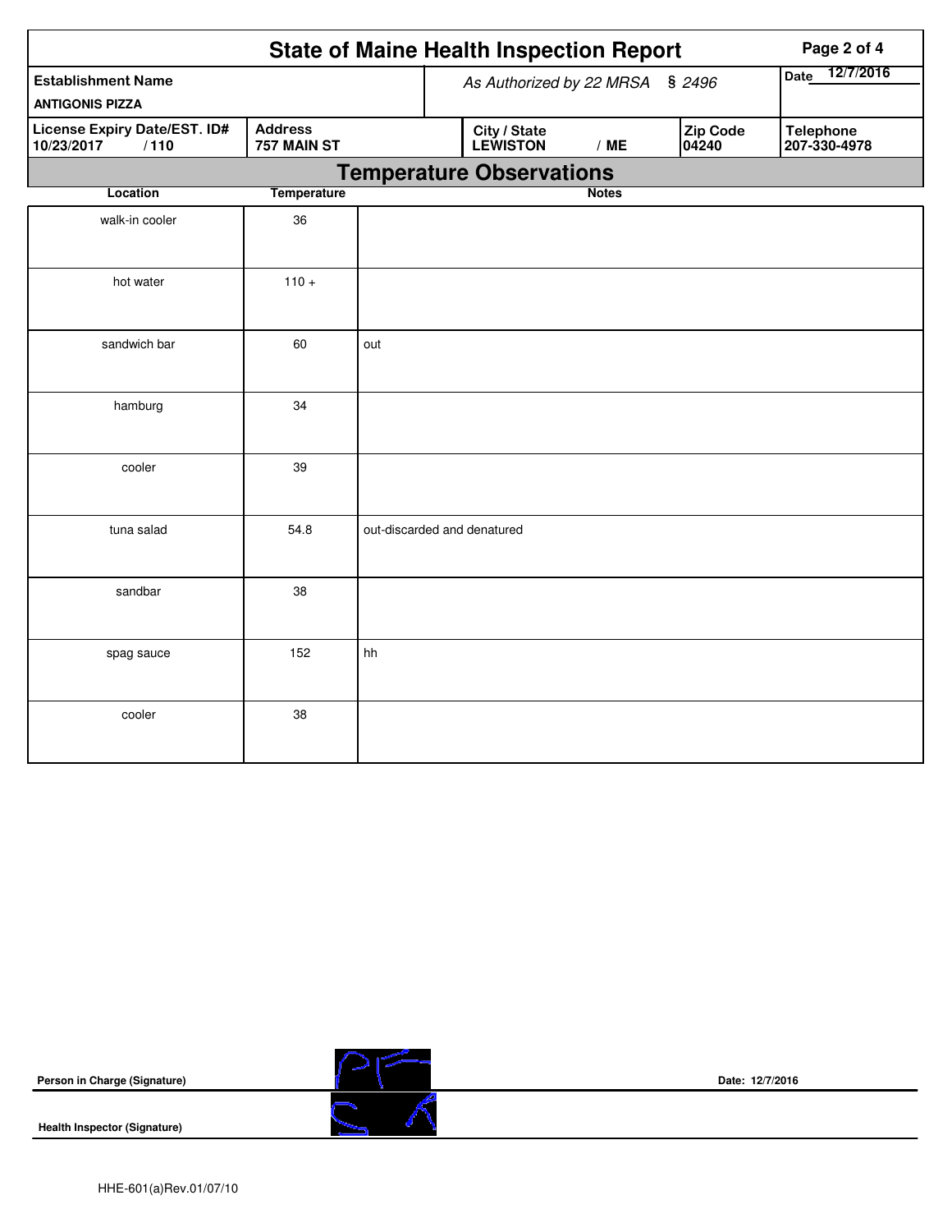# State of Maine Health Inspection Report

| Establishment Name | As Authorized by 22 MRSA § 2496 | Date 12/7/2016 |
|---|---|---|
| ANTIGONIS PIZZA | | |

| License Expiry Date/EST. ID# | Address | City / State | Zip Code | Telephone |
|---|---|---|---|---|
| 10/23/2017 / 110 | 757 MAIN ST | LEWISTON / ME | 04240 | 207-330-4978 |

## Temperature Observations

| Location | Temperature | Notes |
|---|---|---|
| walk-in cooler | 36 | |
| hot water | 110 + | |
| sandwich bar | 60 | out |
| hamburg | 34 | |
| cooler | 39 | |
| tuna salad | 54.8 | out-discarded and denatured |
| sandbar | 38 | |
| spag sauce | 152 | hh |
| cooler | 38 | |

**Person in Charge (Signature)** Date: 12/7/2016

**Health Inspector (Signature)**

HHE-601(a)Rev.01/07/10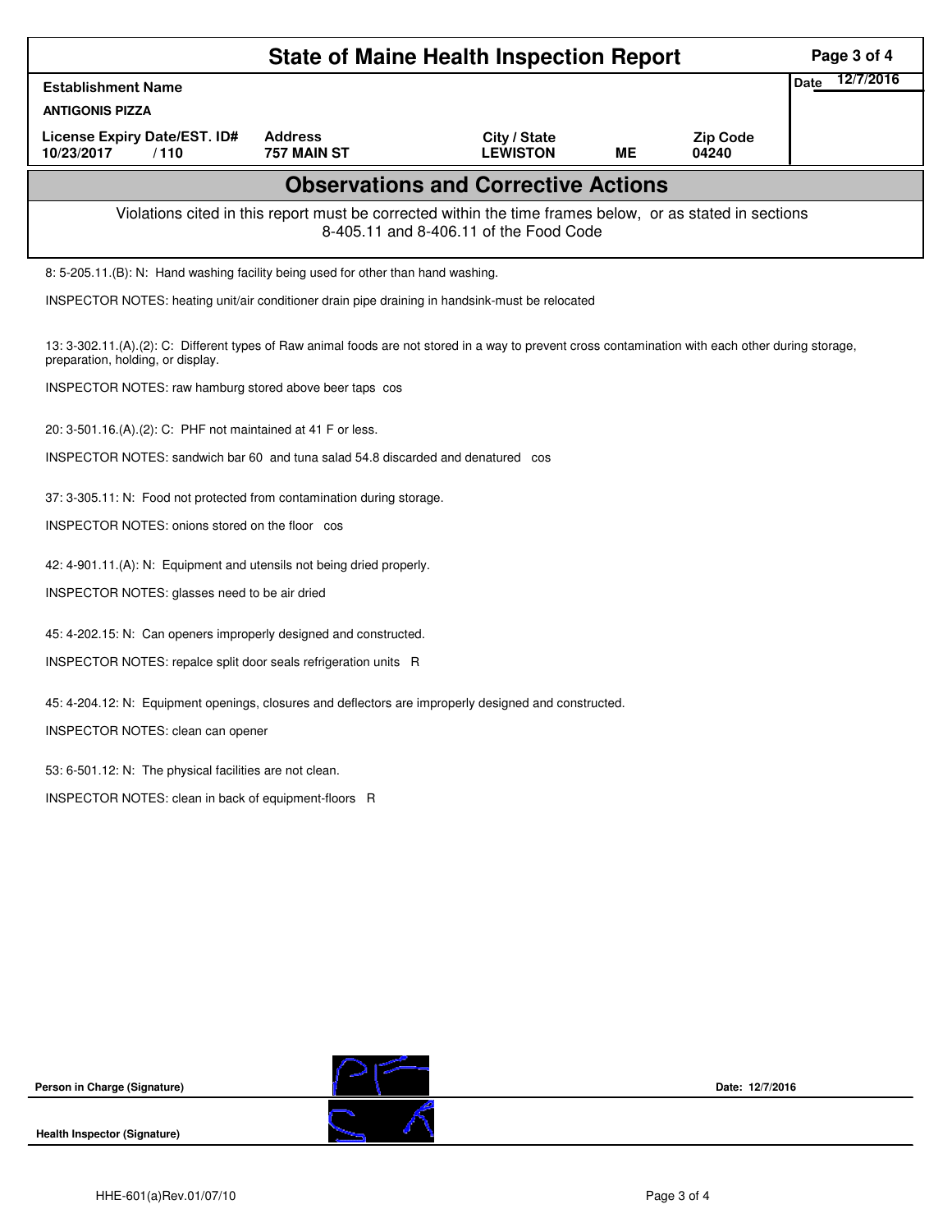# State of Maine Health Inspection Report

| Establishment Name | | | | | Date 12/7/2016 |
|---|---|---|---|---|---|
| ANTIGONIS PIZZA | | | | | |
| License Expiry Date/EST. ID# | Address | City / State | | Zip Code | |
| 10/23/2017 / 110 | 757 MAIN ST | LEWISTON | ME | 04240 | |

## Observations and Corrective Actions

Violations cited in this report must be corrected within the time frames below, or as stated in sections 8-405.11 and 8-406.11 of the Food Code

8: 5-205.11.(B): N: Hand washing facility being used for other than hand washing.

INSPECTOR NOTES: heating unit/air conditioner drain pipe draining in handsink-must be relocated

13: 3-302.11.(A).(2): C: Different types of Raw animal foods are not stored in a way to prevent cross contamination with each other during storage, preparation, holding, or display.

INSPECTOR NOTES: raw hamburg stored above beer taps cos

20: 3-501.16.(A).(2): C: PHF not maintained at 41 F or less.

INSPECTOR NOTES: sandwich bar 60 and tuna salad 54.8 discarded and denatured cos

37: 3-305.11: N: Food not protected from contamination during storage.

INSPECTOR NOTES: onions stored on the floor cos

42: 4-901.11.(A): N: Equipment and utensils not being dried properly.

INSPECTOR NOTES: glasses need to be air dried

45: 4-202.15: N: Can openers improperly designed and constructed.

INSPECTOR NOTES: repalce split door seals refrigeration units R

45: 4-204.12: N: Equipment openings, closures and deflectors are improperly designed and constructed.

INSPECTOR NOTES: clean can opener

53: 6-501.12: N: The physical facilities are not clean.

INSPECTOR NOTES: clean in back of equipment-floors R

Person in Charge (Signature) Date: 12/7/2016

Health Inspector (Signature)

HHE-601(a)Rev.01/07/10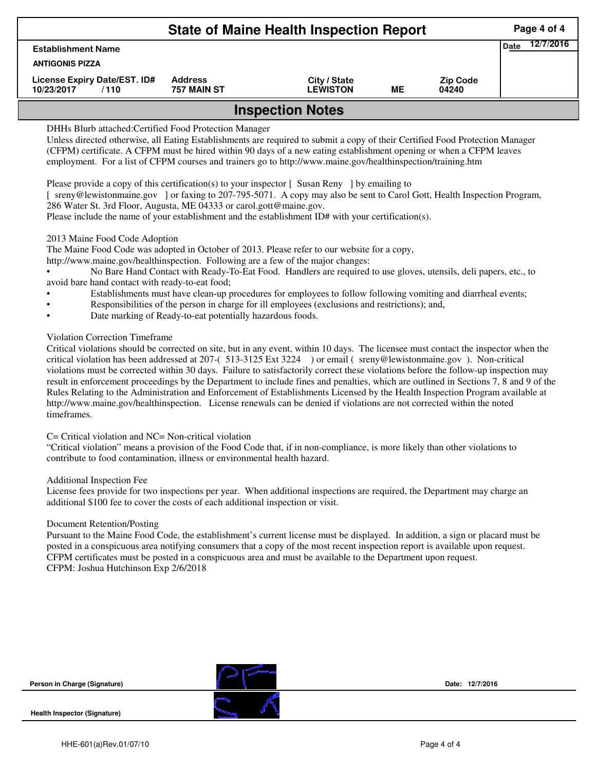# State of Maine Health Inspection Report

| Establishment Name | | | | | Date 12/7/2016 |
|---|---|---|---|---|---|
| ANTIGONIS PIZZA | | | | | |
| License Expiry Date/EST. ID# | Address | City / State | | Zip Code | |
| 10/23/2017 / 110 | 757 MAIN ST | LEWISTON | ME | 04240 | |

## Inspection Notes

DHHs Blurb attached:Certified Food Protection Manager

Unless directed otherwise, all Eating Establishments are required to submit a copy of their Certified Food Protection Manager (CFPM) certificate. A CFPM must be hired within 90 days of a new eating establishment opening or when a CFPM leaves employment. For a list of CFPM courses and trainers go to http://www.maine.gov/healthinspection/training.htm

Please provide a copy of this certification(s) to your inspector [ Susan Reny ] by emailing to [ sreny@lewistonmaine.gov ] or faxing to 207-795-5071. A copy may also be sent to Carol Gott, Health Inspection Program, 286 Water St. 3rd Floor, Augusta, ME 04333 or carol.gott@maine.gov.

Please include the name of your establishment and the establishment ID# with your certification(s).

2013 Maine Food Code Adoption

The Maine Food Code was adopted in October of 2013. Please refer to our website for a copy, http://www.maine.gov/healthinspection. Following are a few of the major changes:

- No Bare Hand Contact with Ready-To-Eat Food. Handlers are required to use gloves, utensils, deli papers, etc., to avoid bare hand contact with ready-to-eat food;
- Establishments must have clean-up procedures for employees to follow following vomiting and diarrheal events;
- Responsibilities of the person in charge for ill employees (exclusions and restrictions); and,
- Date marking of Ready-to-eat potentially hazardous foods.

Violation Correction Timeframe

Critical violations should be corrected on site, but in any event, within 10 days. The licensee must contact the inspector when the critical violation has been addressed at 207-( 513-3125 Ext 3224 ) or email ( sreny@lewistonmaine.gov ). Non-critical violations must be corrected within 30 days. Failure to satisfactorily correct these violations before the follow-up inspection may result in enforcement proceedings by the Department to include fines and penalties, which are outlined in Sections 7, 8 and 9 of the Rules Relating to the Administration and Enforcement of Establishments Licensed by the Health Inspection Program available at http://www.maine.gov/healthinspection. License renewals can be denied if violations are not corrected within the noted timeframes.

C= Critical violation and NC= Non-critical violation

"Critical violation" means a provision of the Food Code that, if in non-compliance, is more likely than other violations to contribute to food contamination, illness or environmental health hazard.

Additional Inspection Fee

License fees provide for two inspections per year. When additional inspections are required, the Department may charge an additional $100 fee to cover the costs of each additional inspection or visit.

Document Retention/Posting

Pursuant to the Maine Food Code, the establishment's current license must be displayed. In addition, a sign or placard must be posted in a conspicuous area notifying consumers that a copy of the most recent inspection report is available upon request. CFPM certificates must be posted in a conspicuous area and must be available to the Department upon request.

CFPM: Joshua Hutchinson Exp 2/6/2018

Person in Charge (Signature) Date: 12/7/2016

Health Inspector (Signature)

HHE-601(a)Rev.01/07/10